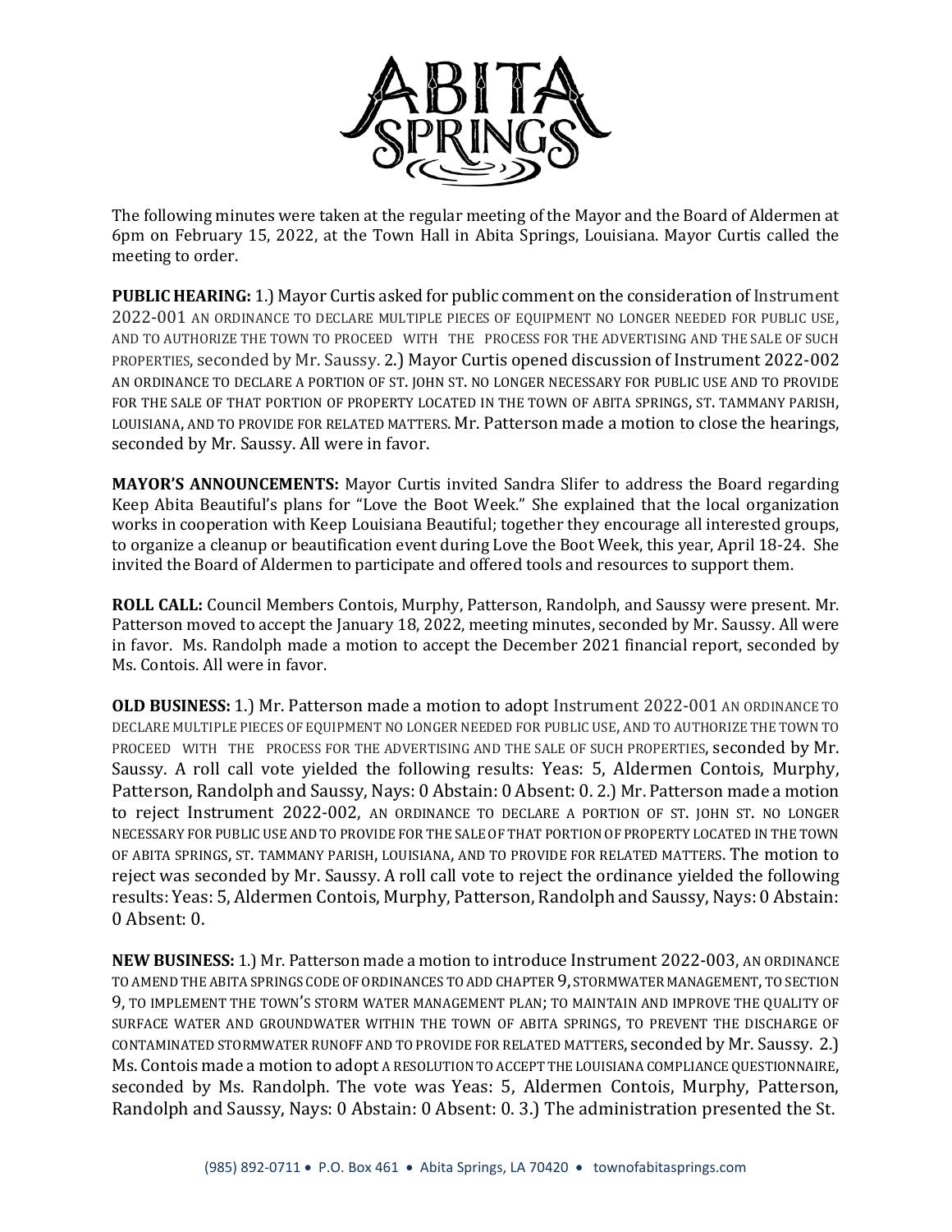The following minutes were taken at the regular meeting of the Mayor and the Board of Aldermen at 6pm on February 15, 2022, at the Town Hall in Abita Springs, Louisiana. Mayor Curtis called the meeting to order.

**PUBLIC HEARING:** 1.) Mayor Curtis asked for public comment on the consideration of Instrument 2022-001 AN ORDINANCE TO DECLARE MULTIPLE PIECES OF EQUIPMENT NO LONGER NEEDED FOR PUBLIC USE, AND TO AUTHORIZE THE TOWN TO PROCEED WITH THE PROCESS FOR THE ADVERTISING AND THE SALE OF SUCH PROPERTIES, seconded by Mr. Saussy. 2.) Mayor Curtis opened discussion of Instrument 2022-002 AN ORDINANCE TO DECLARE A PORTION OF ST. JOHN ST. NO LONGER NECESSARY FOR PUBLIC USE AND TO PROVIDE FOR THE SALE OF THAT PORTION OF PROPERTY LOCATED IN THE TOWN OF ABITA SPRINGS, ST. TAMMANY PARISH, LOUISIANA, AND TO PROVIDE FOR RELATED MATTERS. Mr. Patterson made a motion to close the hearings, seconded by Mr. Saussy. All were in favor.

**MAYOR'S ANNOUNCEMENTS:** Mayor Curtis invited Sandra Slifer to address the Board regarding Keep Abita Beautiful's plans for "Love the Boot Week." She explained that the local organization works in cooperation with Keep Louisiana Beautiful; together they encourage all interested groups, to organize a cleanup or beautification event during Love the Boot Week, this year, April 18-24. She invited the Board of Aldermen to participate and offered tools and resources to support them.

**ROLL CALL:** Council Members Contois, Murphy, Patterson, Randolph, and Saussy were present. Mr. Patterson moved to accept the January 18, 2022, meeting minutes, seconded by Mr. Saussy. All were in favor. Ms. Randolph made a motion to accept the December 2021 financial report, seconded by Ms. Contois. All were in favor.

**OLD BUSINESS:** 1.) Mr. Patterson made a motion to adopt Instrument 2022-001 AN ORDINANCE TO DECLARE MULTIPLE PIECES OF EQUIPMENT NO LONGER NEEDED FOR PUBLIC USE, AND TO AUTHORIZE THE TOWN TO PROCEED WITH THE PROCESS FOR THE ADVERTISING AND THE SALE OF SUCH PROPERTIES, seconded by Mr. Saussy. A roll call vote yielded the following results: Yeas: 5, Aldermen Contois, Murphy, Patterson, Randolph and Saussy, Nays: 0 Abstain: 0 Absent: 0. 2.) Mr. Patterson made a motion to reject Instrument 2022-002, AN ORDINANCE TO DECLARE A PORTION OF ST. JOHN ST. NO LONGER NECESSARY FOR PUBLIC USE AND TO PROVIDE FOR THE SALE OF THAT PORTION OF PROPERTY LOCATED IN THE TOWN OF ABITA SPRINGS, ST. TAMMANY PARISH, LOUISIANA, AND TO PROVIDE FOR RELATED MATTERS. The motion to reject was seconded by Mr. Saussy. A roll call vote to reject the ordinance yielded the following results: Yeas: 5, Aldermen Contois, Murphy, Patterson, Randolph and Saussy, Nays: 0 Abstain: 0 Absent: 0.

**NEW BUSINESS:** 1.) Mr. Patterson made a motion to introduce Instrument 2022-003, AN ORDINANCE TO AMEND THE ABITA SPRINGS CODE OF ORDINANCES TO ADD CHAPTER 9, STORMWATER MANAGEMENT, TO SECTION 9, TO IMPLEMENT THE TOWN'S STORM WATER MANAGEMENT PLAN; TO MAINTAIN AND IMPROVE THE QUALITY OF SURFACE WATER AND GROUNDWATER WITHIN THE TOWN OF ABITA SPRINGS, TO PREVENT THE DISCHARGE OF CONTAMINATED STORMWATER RUNOFF AND TO PROVIDE FOR RELATED MATTERS, seconded by Mr. Saussy. 2.) Ms. Contois made a motion to adopt A RESOLUTION TO ACCEPT THE LOUISIANA COMPLIANCE QUESTIONNAIRE, seconded by Ms. Randolph. The vote was Yeas: 5, Aldermen Contois, Murphy, Patterson, Randolph and Saussy, Nays: 0 Abstain: 0 Absent: 0. 3.) The administration presented the St.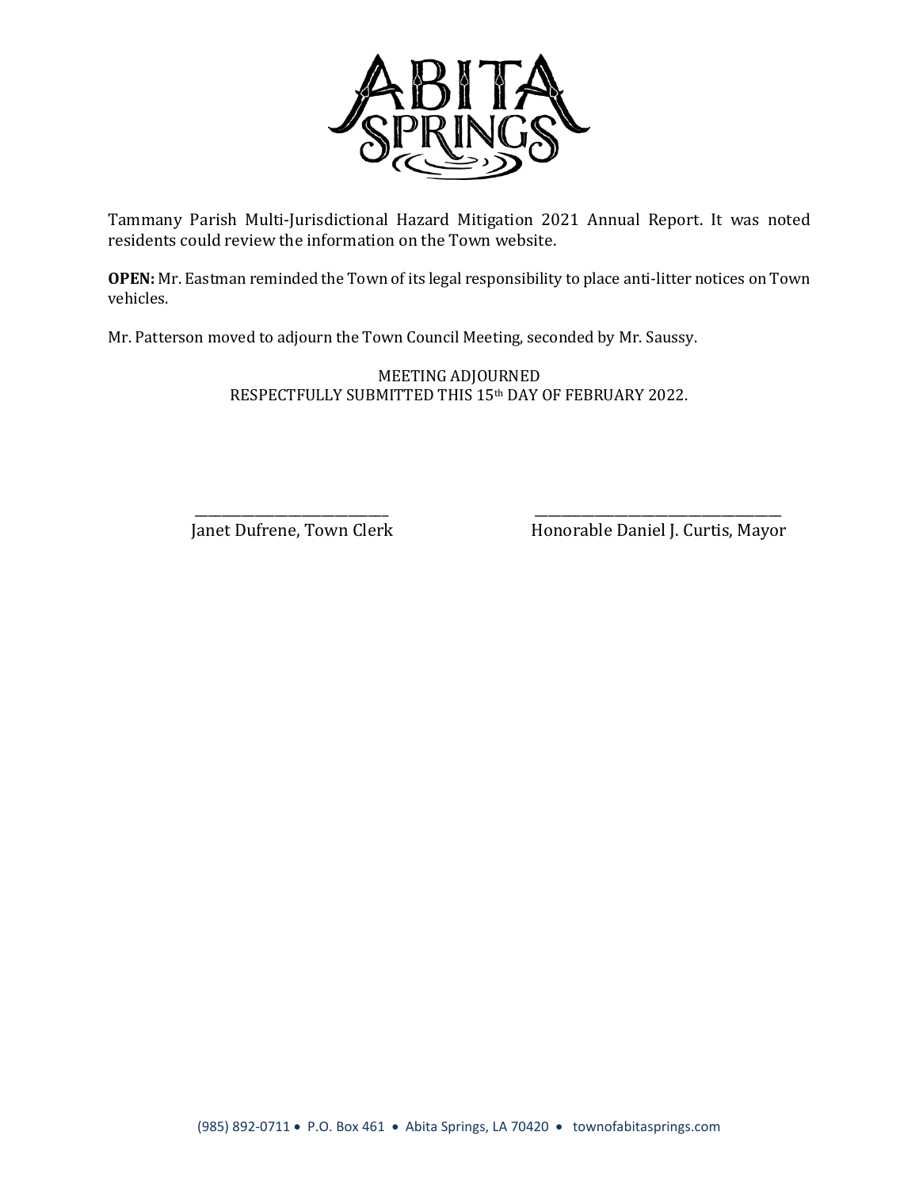Tammany Parish Multi-Jurisdictional Hazard Mitigation 2021 Annual Report. It was noted residents could review the information on the Town website.

**OPEN:** Mr. Eastman reminded the Town of its legal responsibility to place anti-litter notices on Town vehicles.

Mr. Patterson moved to adjourn the Town Council Meeting, seconded by Mr. Saussy.

MEETING ADJOURNED
RESPECTFULLY SUBMITTED THIS 15th DAY OF FEBRUARY 2022.

\_\_\_\_\_\_\_\_\_\_\_\_\_\_\_\_\_\_\_\_\_\_\_\_\_\_\_\_\_\_
Janet Dufrene, Town Clerk

\_\_\_\_\_\_\_\_\_\_\_\_\_\_\_\_\_\_\_\_\_\_\_\_\_\_\_\_\_\_\_\_\_\_\_\_\_\_
Honorable Daniel J. Curtis, Mayor